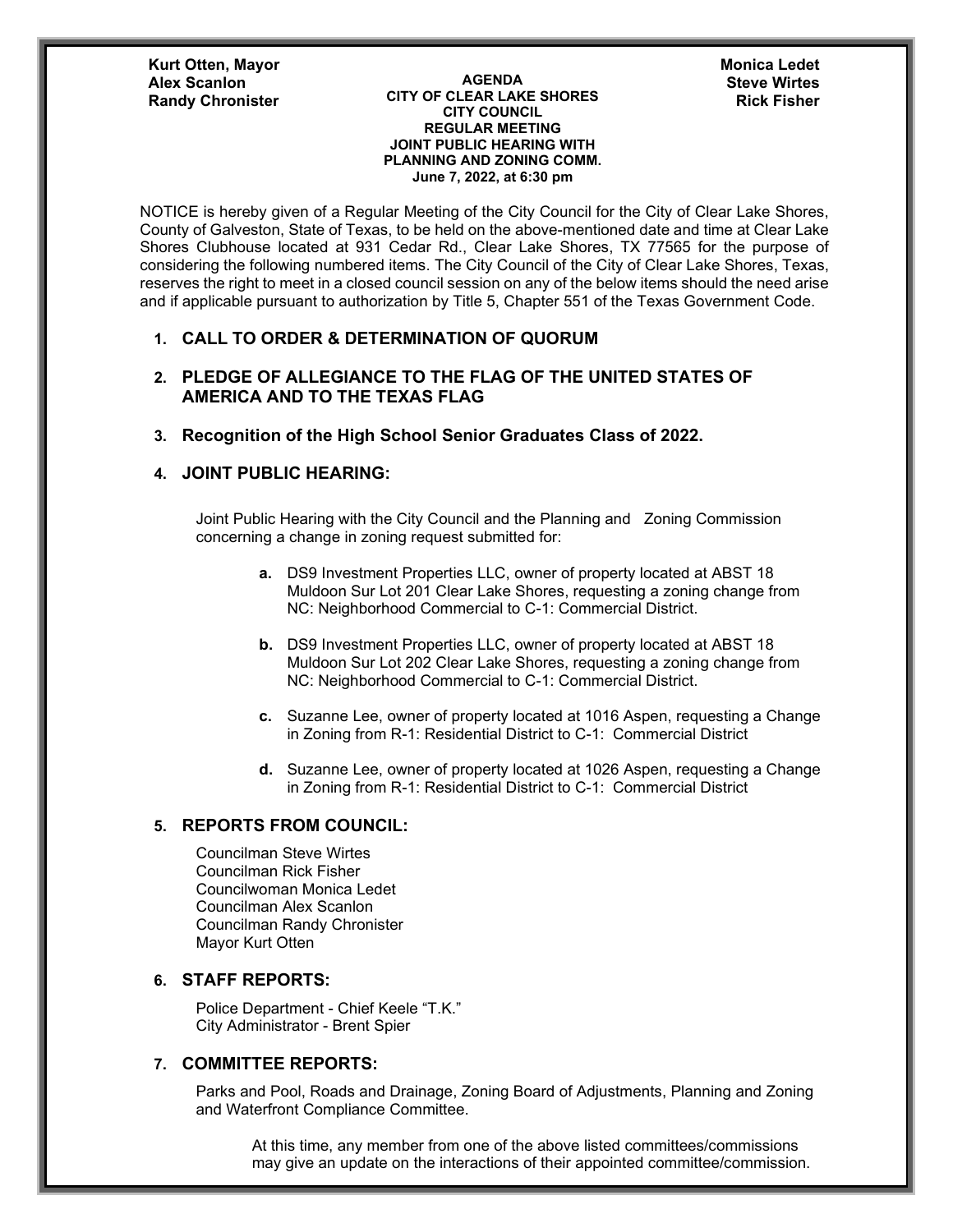Kurt Otten, Mayor
Alex Scanlon
Randy Chronister

Monica Ledet
Steve Wirtes
Rick Fisher

**AGENDA**
**CITY OF CLEAR LAKE SHORES**
**CITY COUNCIL**
**REGULAR MEETING**
**JOINT PUBLIC HEARING WITH PLANNING AND ZONING COMM.**
**June 7, 2022, at 6:30 pm**

NOTICE is hereby given of a Regular Meeting of the City Council for the City of Clear Lake Shores, County of Galveston, State of Texas, to be held on the above-mentioned date and time at Clear Lake Shores Clubhouse located at 931 Cedar Rd., Clear Lake Shores, TX 77565 for the purpose of considering the following numbered items. The City Council of the City of Clear Lake Shores, Texas, reserves the right to meet in a closed council session on any of the below items should the need arise and if applicable pursuant to authorization by Title 5, Chapter 551 of the Texas Government Code.

1. **CALL TO ORDER & DETERMINATION OF QUORUM**

2. **PLEDGE OF ALLEGIANCE TO THE FLAG OF THE UNITED STATES OF AMERICA AND TO THE TEXAS FLAG**

3. **Recognition of the High School Senior Graduates Class of 2022.**

4. **JOINT PUBLIC HEARING:**

   Joint Public Hearing with the City Council and the Planning and Zoning Commission concerning a change in zoning request submitted for:

   **a.** DS9 Investment Properties LLC, owner of property located at ABST 18 Muldoon Sur Lot 201 Clear Lake Shores, requesting a zoning change from NC: Neighborhood Commercial to C-1: Commercial District.

   **b.** DS9 Investment Properties LLC, owner of property located at ABST 18 Muldoon Sur Lot 202 Clear Lake Shores, requesting a zoning change from NC: Neighborhood Commercial to C-1: Commercial District.

   **c.** Suzanne Lee, owner of property located at 1016 Aspen, requesting a Change in Zoning from R-1: Residential District to C-1: Commercial District

   **d.** Suzanne Lee, owner of property located at 1026 Aspen, requesting a Change in Zoning from R-1: Residential District to C-1: Commercial District

5. **REPORTS FROM COUNCIL:**

   Councilman Steve Wirtes
   Councilman Rick Fisher
   Councilwoman Monica Ledet
   Councilman Alex Scanlon
   Councilman Randy Chronister
   Mayor Kurt Otten

6. **STAFF REPORTS:**

   Police Department - Chief Keele "T.K."
   City Administrator - Brent Spier

7. **COMMITTEE REPORTS:**

   Parks and Pool, Roads and Drainage, Zoning Board of Adjustments, Planning and Zoning and Waterfront Compliance Committee.

   At this time, any member from one of the above listed committees/commissions may give an update on the interactions of their appointed committee/commission.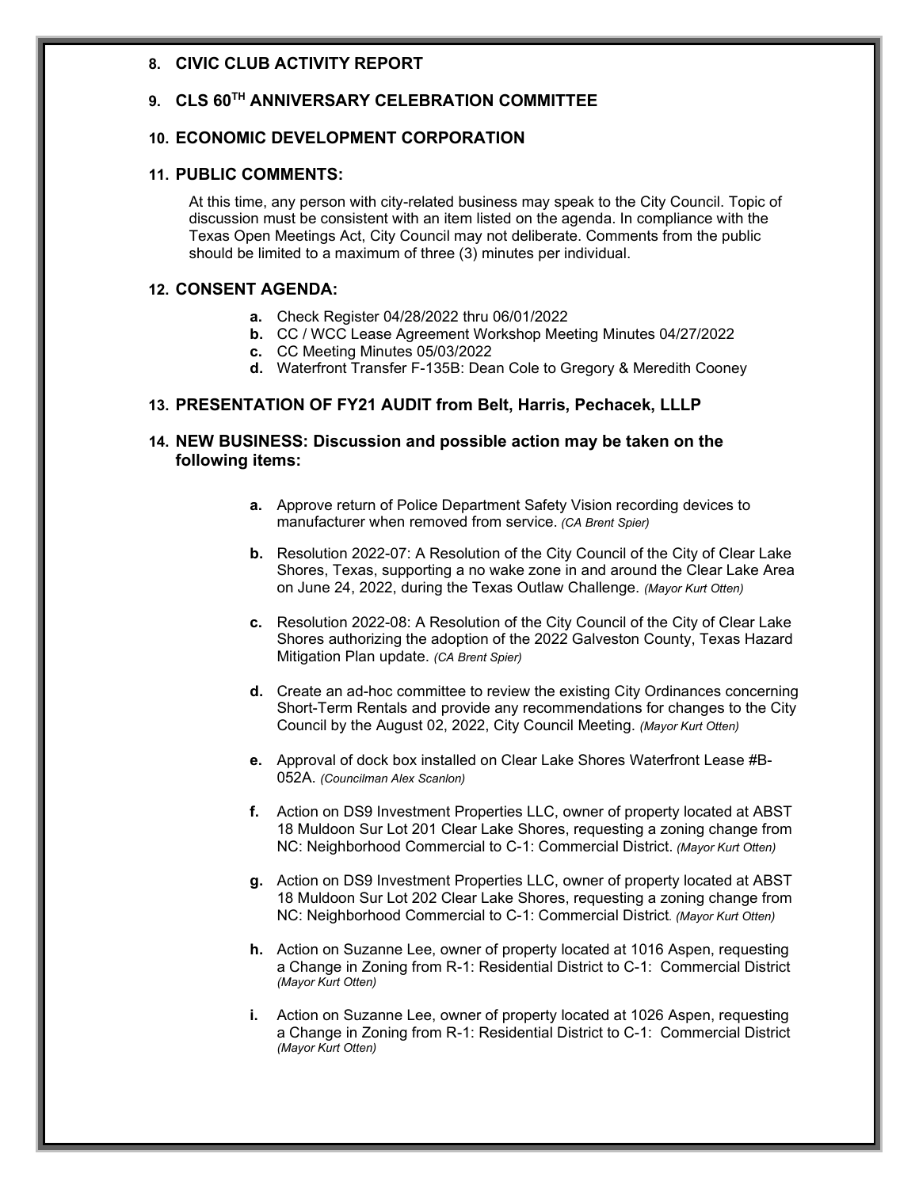**8. CIVIC CLUB ACTIVITY REPORT**

**9. CLS 60TH ANNIVERSARY CELEBRATION COMMITTEE**

**10. ECONOMIC DEVELOPMENT CORPORATION**

**11. PUBLIC COMMENTS:**

At this time, any person with city-related business may speak to the City Council. Topic of discussion must be consistent with an item listed on the agenda. In compliance with the Texas Open Meetings Act, City Council may not deliberate. Comments from the public should be limited to a maximum of three (3) minutes per individual.

**12. CONSENT AGENDA:**

- **a.** Check Register 04/28/2022 thru 06/01/2022
- **b.** CC / WCC Lease Agreement Workshop Meeting Minutes 04/27/2022
- **c.** CC Meeting Minutes 05/03/2022
- **d.** Waterfront Transfer F-135B: Dean Cole to Gregory & Meredith Cooney

**13. PRESENTATION OF FY21 AUDIT from Belt, Harris, Pechacek, LLLP**

**14. NEW BUSINESS: Discussion and possible action may be taken on the following items:**

- **a.** Approve return of Police Department Safety Vision recording devices to manufacturer when removed from service. *(CA Brent Spier)*

- **b.** Resolution 2022-07: A Resolution of the City Council of the City of Clear Lake Shores, Texas, supporting a no wake zone in and around the Clear Lake Area on June 24, 2022, during the Texas Outlaw Challenge. *(Mayor Kurt Otten)*

- **c.** Resolution 2022-08: A Resolution of the City Council of the City of Clear Lake Shores authorizing the adoption of the 2022 Galveston County, Texas Hazard Mitigation Plan update. *(CA Brent Spier)*

- **d.** Create an ad-hoc committee to review the existing City Ordinances concerning Short-Term Rentals and provide any recommendations for changes to the City Council by the August 02, 2022, City Council Meeting. *(Mayor Kurt Otten)*

- **e.** Approval of dock box installed on Clear Lake Shores Waterfront Lease #B-052A. *(Councilman Alex Scanlon)*

- **f.** Action on DS9 Investment Properties LLC, owner of property located at ABST 18 Muldoon Sur Lot 201 Clear Lake Shores, requesting a zoning change from NC: Neighborhood Commercial to C-1: Commercial District. *(Mayor Kurt Otten)*

- **g.** Action on DS9 Investment Properties LLC, owner of property located at ABST 18 Muldoon Sur Lot 202 Clear Lake Shores, requesting a zoning change from NC: Neighborhood Commercial to C-1: Commercial District. *(Mayor Kurt Otten)*

- **h.** Action on Suzanne Lee, owner of property located at 1016 Aspen, requesting a Change in Zoning from R-1: Residential District to C-1: Commercial District *(Mayor Kurt Otten)*

- **i.** Action on Suzanne Lee, owner of property located at 1026 Aspen, requesting a Change in Zoning from R-1: Residential District to C-1: Commercial District *(Mayor Kurt Otten)*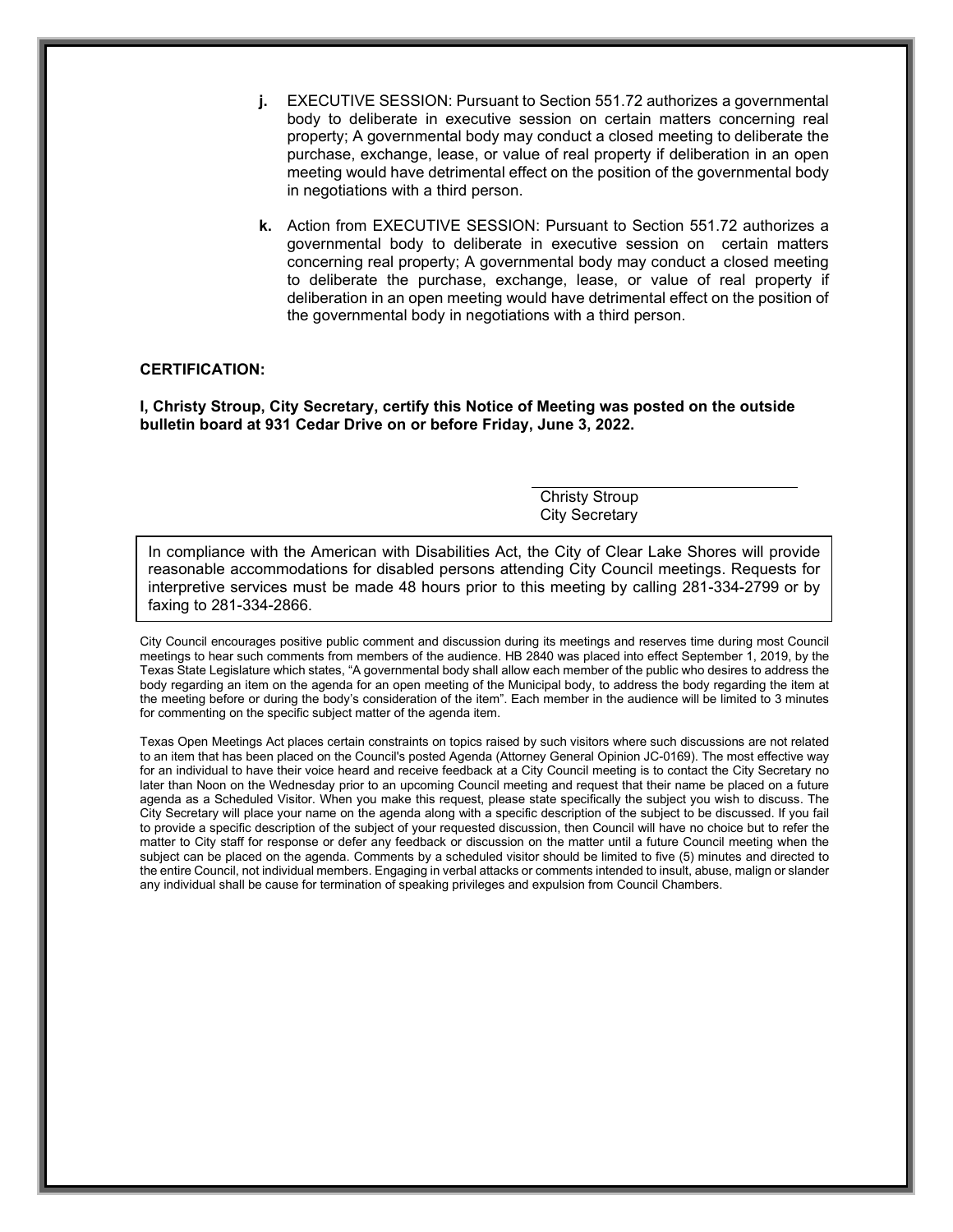j. EXECUTIVE SESSION: Pursuant to Section 551.72 authorizes a governmental body to deliberate in executive session on certain matters concerning real property; A governmental body may conduct a closed meeting to deliberate the purchase, exchange, lease, or value of real property if deliberation in an open meeting would have detrimental effect on the position of the governmental body in negotiations with a third person.

k. Action from EXECUTIVE SESSION: Pursuant to Section 551.72 authorizes a governmental body to deliberate in executive session on certain matters concerning real property; A governmental body may conduct a closed meeting to deliberate the purchase, exchange, lease, or value of real property if deliberation in an open meeting would have detrimental effect on the position of the governmental body in negotiations with a third person.

**CERTIFICATION:**

**I, Christy Stroup, City Secretary, certify this Notice of Meeting was posted on the outside bulletin board at 931 Cedar Drive on or before Friday, June 3, 2022.**

Christy Stroup
City Secretary

In compliance with the American with Disabilities Act, the City of Clear Lake Shores will provide reasonable accommodations for disabled persons attending City Council meetings. Requests for interpretive services must be made 48 hours prior to this meeting by calling 281-334-2799 or by faxing to 281-334-2866.

City Council encourages positive public comment and discussion during its meetings and reserves time during most Council meetings to hear such comments from members of the audience. HB 2840 was placed into effect September 1, 2019, by the Texas State Legislature which states, "A governmental body shall allow each member of the public who desires to address the body regarding an item on the agenda for an open meeting of the Municipal body, to address the body regarding the item at the meeting before or during the body's consideration of the item". Each member in the audience will be limited to 3 minutes for commenting on the specific subject matter of the agenda item.

Texas Open Meetings Act places certain constraints on topics raised by such visitors where such discussions are not related to an item that has been placed on the Council's posted Agenda (Attorney General Opinion JC-0169). The most effective way for an individual to have their voice heard and receive feedback at a City Council meeting is to contact the City Secretary no later than Noon on the Wednesday prior to an upcoming Council meeting and request that their name be placed on a future agenda as a Scheduled Visitor. When you make this request, please state specifically the subject you wish to discuss. The City Secretary will place your name on the agenda along with a specific description of the subject to be discussed. If you fail to provide a specific description of the subject of your requested discussion, then Council will have no choice but to refer the matter to City staff for response or defer any feedback or discussion on the matter until a future Council meeting when the subject can be placed on the agenda. Comments by a scheduled visitor should be limited to five (5) minutes and directed to the entire Council, not individual members. Engaging in verbal attacks or comments intended to insult, abuse, malign or slander any individual shall be cause for termination of speaking privileges and expulsion from Council Chambers.